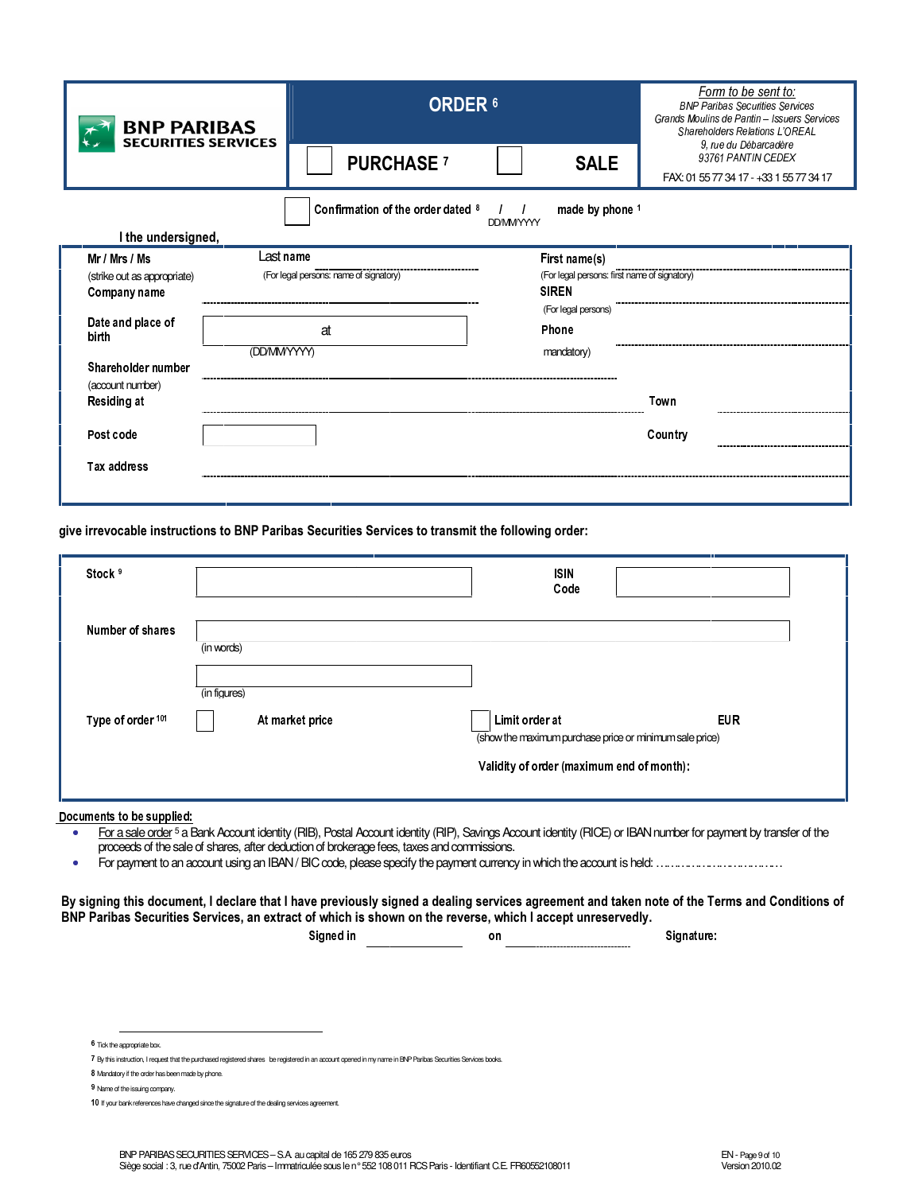**BNP PARIBAS SECURITIES SERVICES**

# ORDER [6]

☐ **PURCHASE** [7] ☐ **SALE**

*Form to be sent to:*
*BNP Paribas Securities Services*
*Grands Moulins de Pantin – Issuers Services*
*Shareholders Relations L'OREAL*
*9, rue du Débarcadère*
*93761 PANTIN CEDEX*
FAX: 01 55 77 34 17 - +33 1 55 77 34 17

☐ **Confirmation of the order dated** [8] / / (DD/MM/YYYY) **made by phone** [1]

**I the undersigned,**

| | | | |
|---|---|---|---|
| **Mr / Mrs / Ms** (strike out as appropriate) | **Last name** (For legal persons: name of signatory) | **First name(s)** (For legal persons: first name of signatory) | |
| **Company name** | | **SIREN** (For legal persons) | |
| **Date and place of birth** | at (DD/MM/YYYY) | **Phone** mandatory) | |
| **Shareholder number** (account number) | | | |
| **Residing at** | | **Town** | |
| **Post code** | | **Country** | |
| **Tax address** | | | |

**give irrevocable instructions to BNP Paribas Securities Services to transmit the following order:**

| | | | |
|---|---|---|---|
| **Stock** [9] | | **ISIN Code** | |
| **Number of shares** | (in words) | | |
| | (in figures) | | |
| **Type of order** [10][1] | ☐ **At market price** | ☐ **Limit order at** (show the maximum purchase price or minimum sale price) | **EUR** |
| | | **Validity of order (maximum end of month):** | |

Documents to be supplied:

- For a sale order [5] a Bank Account identity (RIB), Postal Account identity (RIP), Savings Account identity (RICE) or IBAN number for payment by transfer of the proceeds of the sale of shares, after deduction of brokerage fees, taxes and commissions.
- For payment to an account using an IBAN / BIC code, please specify the payment currency in which the account is held: ……………………………

**By signing this document, I declare that I have previously signed a dealing services agreement and taken note of the Terms and Conditions of BNP Paribas Securities Services, an extract of which is shown on the reverse, which I accept unreservedly.**

**Signed in** ______________ **on** ______________ **Signature:**

---

6 Tick the appropriate box.
7 By this instruction, I request that the purchased registered shares be registered in an account opened in my name in BNP Paribas Securities Services books.
8 Mandatory if the order has been made by phone.
9 Name of the issuing company.
10 If your bank references have changed since the signature of the dealing services agreement.

BNP PARIBAS SECURITIES SERVICES – S.A. au capital de 165 279 835 euros
Siège social : 3, rue d'Antin, 75002 Paris – Immatriculée sous le n° 552 108 011 RCS Paris - Identifiant C.E. FR60552108011

Version 2010.02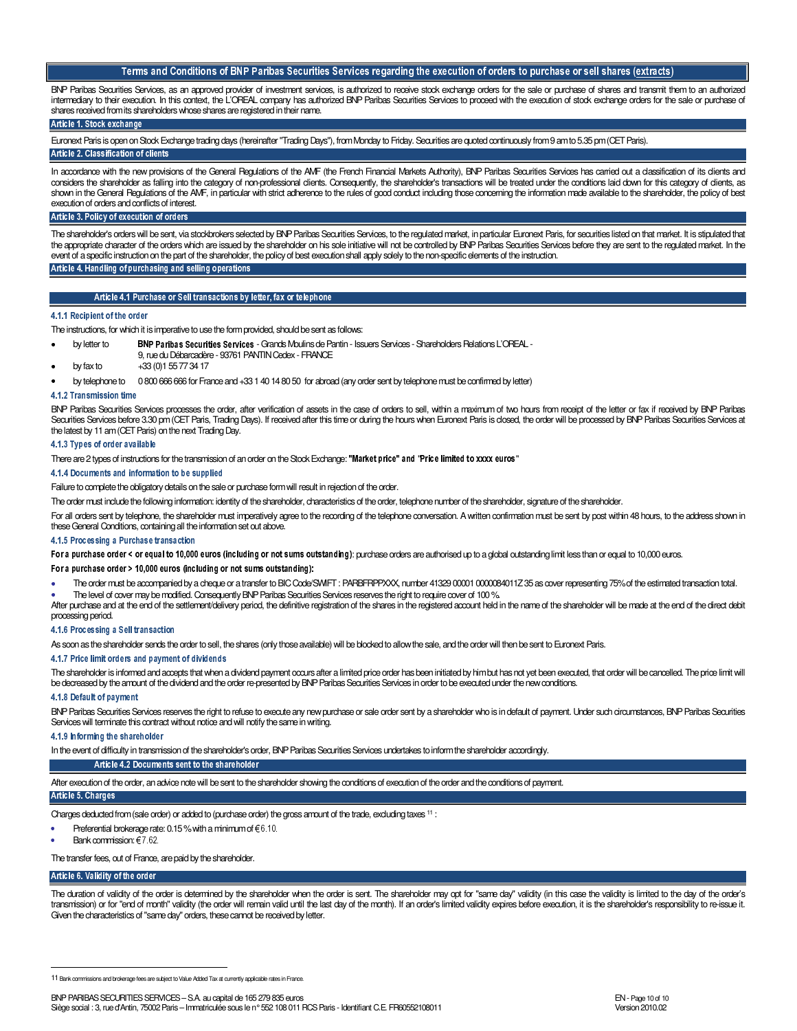# Terms and Conditions of BNP Paribas Securities Services regarding the execution of orders to purchase or sell shares (extracts)

BNP Paribas Securities Services, as an approved provider of investment services, is authorized to receive stock exchange orders for the sale or purchase of shares and transmit them to an authorized intermediary to their execution. In this context, the L'OREAL company has authorized BNP Paribas Securities Services to proceed with the execution of stock exchange orders for the sale or purchase of shares received from its shareholders whose shares are registered in their name.

## Article 1. Stock exchange

Euronext Paris is open on Stock Exchange trading days (hereinafter "Trading Days"), from Monday to Friday. Securities are quoted continuously from 9 am to 5.35 pm (CET Paris).

## Article 2. Classification of clients

In accordance with the new provisions of the General Regulations of the AMF (the French Financial Markets Authority), BNP Paribas Securities Services has carried out a classification of its clients and considers the shareholder as falling into the category of non-professional clients. Consequently, the shareholder's transactions will be treated under the conditions laid down for this category of clients, as shown in the General Regulations of the AMF, in particular with strict adherence to the rules of good conduct including those concerning the information made available to the shareholder, the policy of best execution of orders and conflicts of interest.

## Article 3. Policy of execution of orders

The shareholder's orders will be sent, via stockbrokers selected by BNP Paribas Securities Services, to the regulated market, in particular Euronext Paris, for securities listed on that market. It is stipulated that the appropriate character of the orders which are issued by the shareholder on his sole initiative will not be controlled by BNP Paribas Securities Services before they are sent to the regulated market. In the event of a specific instruction on the part of the shareholder, the policy of best execution shall apply solely to the non-specific elements of the instruction.

## Article 4. Handling of purchasing and selling operations

### Article 4.1 Purchase or Sell transactions by letter, fax or telephone

#### 4.1.1 Recipient of the order

The instructions, for which it is imperative to use the form provided, should be sent as follows:

- by letter to **BNP Paribas Securities Services** - Grands Moulins de Pantin - Issuers Services - Shareholders Relations L'OREAL - 9, rue du Débarcadère - 93761 PANTIN Cedex - FRANCE
- by fax to +33 (0)1 55 77 34 17
- by telephone to 0 800 666 666 for France and +33 1 40 14 80 50 for abroad (any order sent by telephone must be confirmed by letter)

#### 4.1.2 Transmission time

BNP Paribas Securities Services processes the order, after verification of assets in the case of orders to sell, within a maximum of two hours from receipt of the letter or fax if received by BNP Paribas Securities Services before 3.30 pm (CET Paris, Trading Days). If received after this time or during the hours when Euronext Paris is closed, the order will be processed by BNP Paribas Securities Services at the latest by 11 am (CET Paris) on the next Trading Day.

#### 4.1.3 Types of order available

There are 2 types of instructions for the transmission of an order on the Stock Exchange: **"Market price" and "Price limited to xxxx euros"**

#### 4.1.4 Documents and information to be supplied

Failure to complete the obligatory details on the sale or purchase form will result in rejection of the order.

The order must include the following information: identity of the shareholder, characteristics of the order, telephone number of the shareholder, signature of the shareholder.

For all orders sent by telephone, the shareholder must imperatively agree to the recording of the telephone conversation. A written confirmation must be sent by post within 48 hours, to the address shown in these General Conditions, containing all the information set out above.

#### 4.1.5 Processing a Purchase transaction

**For a purchase order < or equal to 10,000 euros (including or not sums outstanding)**: purchase orders are authorised up to a global outstanding limit less than or equal to 10,000 euros.

**For a purchase order > 10,000 euros (including or not sums outstanding):**

- The order must be accompanied by a cheque or a transfer to BIC Code/SWIFT : PARBFRPPXXX, number 41329 00001 0000084011Z 35 as cover representing 75% of the estimated transaction total.
- The level of cover may be modified. Consequently BNP Paribas Securities Services reserves the right to require cover of 100 %.

After purchase and at the end of the settlement/delivery period, the definitive registration of the shares in the registered account held in the name of the shareholder will be made at the end of the direct debit processing period.

#### 4.1.6 Processing a Sell transaction

As soon as the shareholder sends the order to sell, the shares (only those available) will be blocked to allow the sale, and the order will then be sent to Euronext Paris.

#### 4.1.7 Price limit orders and payment of dividends

The shareholder is informed and accepts that when a dividend payment occurs after a limited price order has been initiated by him but has not yet been executed, that order will be cancelled. The price limit will be decreased by the amount of the dividend and the order re-presented by BNP Paribas Securities Services in order to be executed under the new conditions.

#### 4.1.8 Default of payment

BNP Paribas Securities Services reserves the right to refuse to execute any new purchase or sale order sent by a shareholder who is in default of payment. Under such circumstances, BNP Paribas Securities Services will terminate this contract without notice and will notify the same in writing.

#### 4.1.9 Informing the shareholder

In the event of difficulty in transmission of the shareholder's order, BNP Paribas Securities Services undertakes to inform the shareholder accordingly.

### Article 4.2 Documents sent to the shareholder

After execution of the order, an advice note will be sent to the shareholder showing the conditions of execution of the order and the conditions of payment.

## Article 5. Charges

Charges deducted from (sale order) or added to (purchase order) the gross amount of the trade, excluding taxes [11] :

- Preferential brokerage rate: 0.15 % with a minimum of € 6.10.
- Bank commission: € 7.62.

The transfer fees, out of France, are paid by the shareholder.

## Article 6. Validity of the order

The duration of validity of the order is determined by the shareholder when the order is sent. The shareholder may opt for "same day" validity (in this case the validity is limited to the day of the order's transmission) or for "end of month" validity (the order will remain valid until the last day of the month). If an order's limited validity expires before execution, it is the shareholder's responsibility to re-issue it. Given the characteristics of "same day" orders, these cannot be received by letter.

---

[11] Bank commissions and brokerage fees are subject to Value Added Tax at currently applicable rates in France.

BNP PARIBAS SECURITIES SERVICES – S.A. au capital de 165 279 835 euros
Siège social : 3, rue d'Antin, 75002 Paris – Immatriculée sous le n° 552 108 011 RCS Paris - Identifiant C.E. FR60552108011

EN - Page 10 of 10
Version 2010.02